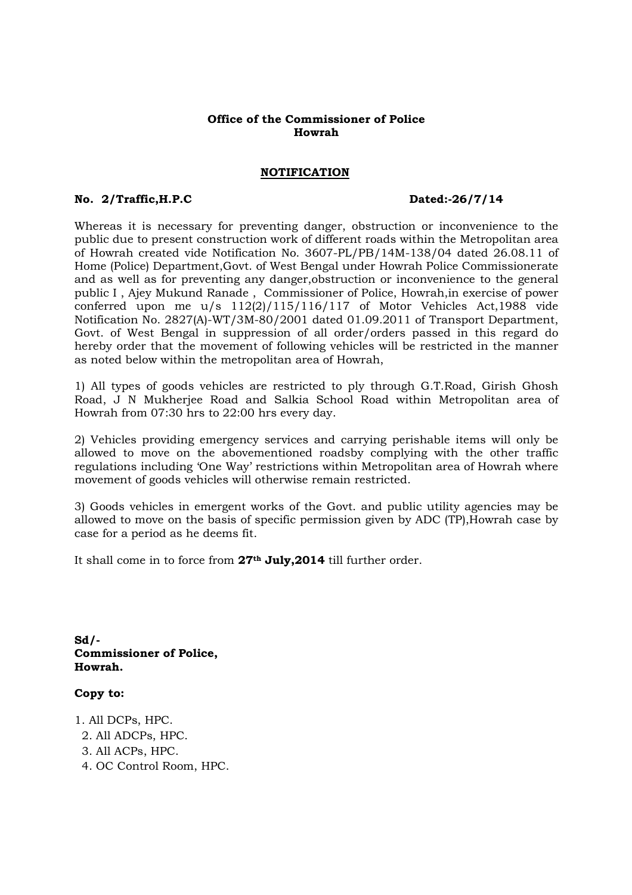**Office of the Commissioner of Police**
**Howrah**

**NOTIFICATION**

**No. 2/Traffic,H.P.C** **Dated:-26/7/14**

Whereas it is necessary for preventing danger, obstruction or inconvenience to the public due to present construction work of different roads within the Metropolitan area of Howrah created vide Notification No. 3607-PL/PB/14M-138/04 dated 26.08.11 of Home (Police) Department,Govt. of West Bengal under Howrah Police Commissionerate and as well as for preventing any danger,obstruction or inconvenience to the general public I , Ajey Mukund Ranade , Commissioner of Police, Howrah,in exercise of power conferred upon me u/s 112(2)/115/116/117 of Motor Vehicles Act,1988 vide Notification No. 2827(A)-WT/3M-80/2001 dated 01.09.2011 of Transport Department, Govt. of West Bengal in suppression of all order/orders passed in this regard do hereby order that the movement of following vehicles will be restricted in the manner as noted below within the metropolitan area of Howrah,

1) All types of goods vehicles are restricted to ply through G.T.Road, Girish Ghosh Road, J N Mukherjee Road and Salkia School Road within Metropolitan area of Howrah from 07:30 hrs to 22:00 hrs every day.

2) Vehicles providing emergency services and carrying perishable items will only be allowed to move on the abovementioned roadsby complying with the other traffic regulations including 'One Way' restrictions within Metropolitan area of Howrah where movement of goods vehicles will otherwise remain restricted.

3) Goods vehicles in emergent works of the Govt. and public utility agencies may be allowed to move on the basis of specific permission given by ADC (TP),Howrah case by case for a period as he deems fit.

It shall come in to force from **27th July,2014** till further order.

**Sd/-**
**Commissioner of Police,**
**Howrah.**

**Copy to:**

1. All DCPs, HPC.
2. All ADCPs, HPC.
3. All ACPs, HPC.
4. OC Control Room, HPC.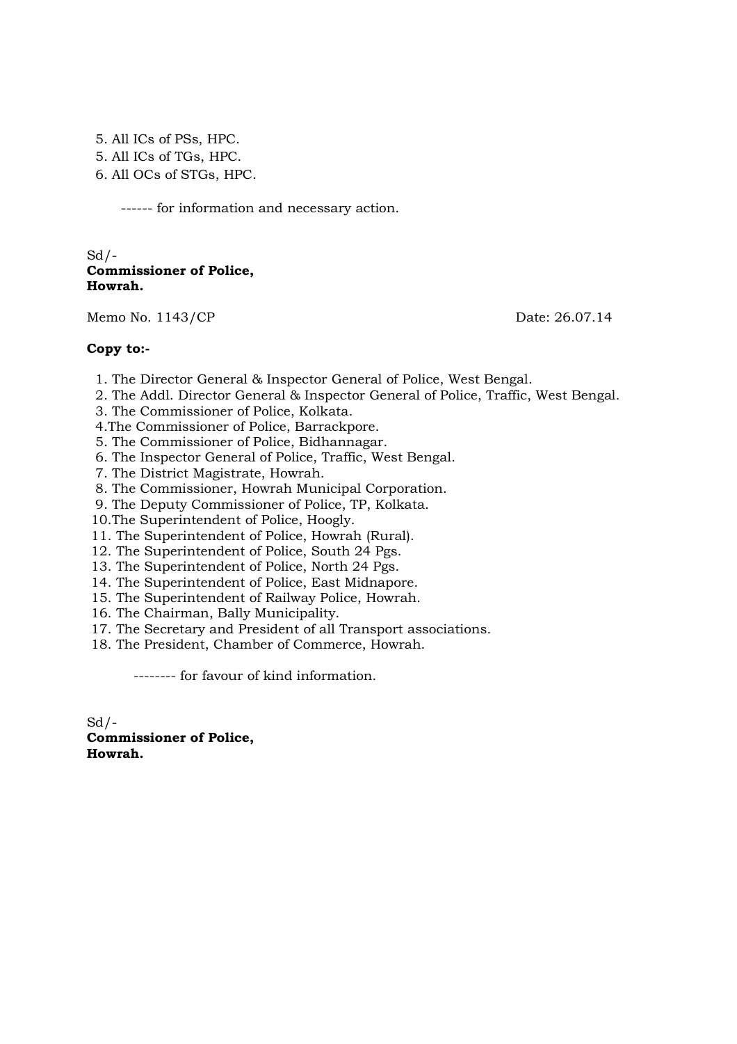5. All ICs of PSs, HPC.
5. All ICs of TGs, HPC.
6. All OCs of STGs, HPC.

------ for information and necessary action.

Sd/-
**Commissioner of Police,**
**Howrah.**

Memo No. 1143/CP Date: 26.07.14

**Copy to:-**

1. The Director General & Inspector General of Police, West Bengal.
2. The Addl. Director General & Inspector General of Police, Traffic, West Bengal.
3. The Commissioner of Police, Kolkata.
4. The Commissioner of Police, Barrackpore.
5. The Commissioner of Police, Bidhannagar.
6. The Inspector General of Police, Traffic, West Bengal.
7. The District Magistrate, Howrah.
8. The Commissioner, Howrah Municipal Corporation.
9. The Deputy Commissioner of Police, TP, Kolkata.
10. The Superintendent of Police, Hoogly.
11. The Superintendent of Police, Howrah (Rural).
12. The Superintendent of Police, South 24 Pgs.
13. The Superintendent of Police, North 24 Pgs.
14. The Superintendent of Police, East Midnapore.
15. The Superintendent of Railway Police, Howrah.
16. The Chairman, Bally Municipality.
17. The Secretary and President of all Transport associations.
18. The President, Chamber of Commerce, Howrah.

-------- for favour of kind information.

Sd/-
**Commissioner of Police,**
**Howrah.**